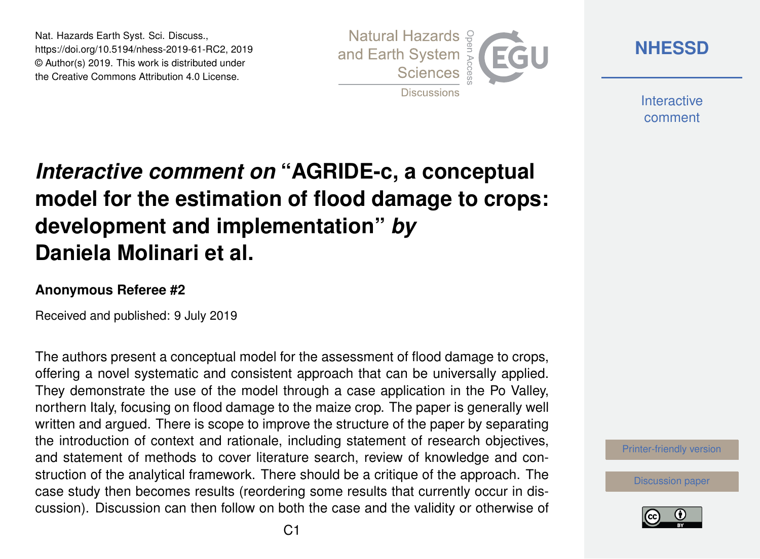Nat. Hazards Earth Syst. Sci. Discuss.,
https://doi.org/10.5194/nhess-2019-61-RC2, 2019
© Author(s) 2019. This work is distributed under
the Creative Commons Attribution 4.0 License.

# *Interactive comment on* "AGRIDE-c, a conceptual model for the estimation of flood damage to crops: development and implementation" *by* Daniela Molinari et al.

### Anonymous Referee #2

Received and published: 9 July 2019

The authors present a conceptual model for the assessment of flood damage to crops, offering a novel systematic and consistent approach that can be universally applied. They demonstrate the use of the model through a case application in the Po Valley, northern Italy, focusing on flood damage to the maize crop. The paper is generally well written and argued. There is scope to improve the structure of the paper by separating the introduction of context and rationale, including statement of research objectives, and statement of methods to cover literature search, review of knowledge and construction of the analytical framework. There should be a critique of the approach. The case study then becomes results (reordering some results that currently occur in discussion). Discussion can then follow on both the case and the validity or otherwise of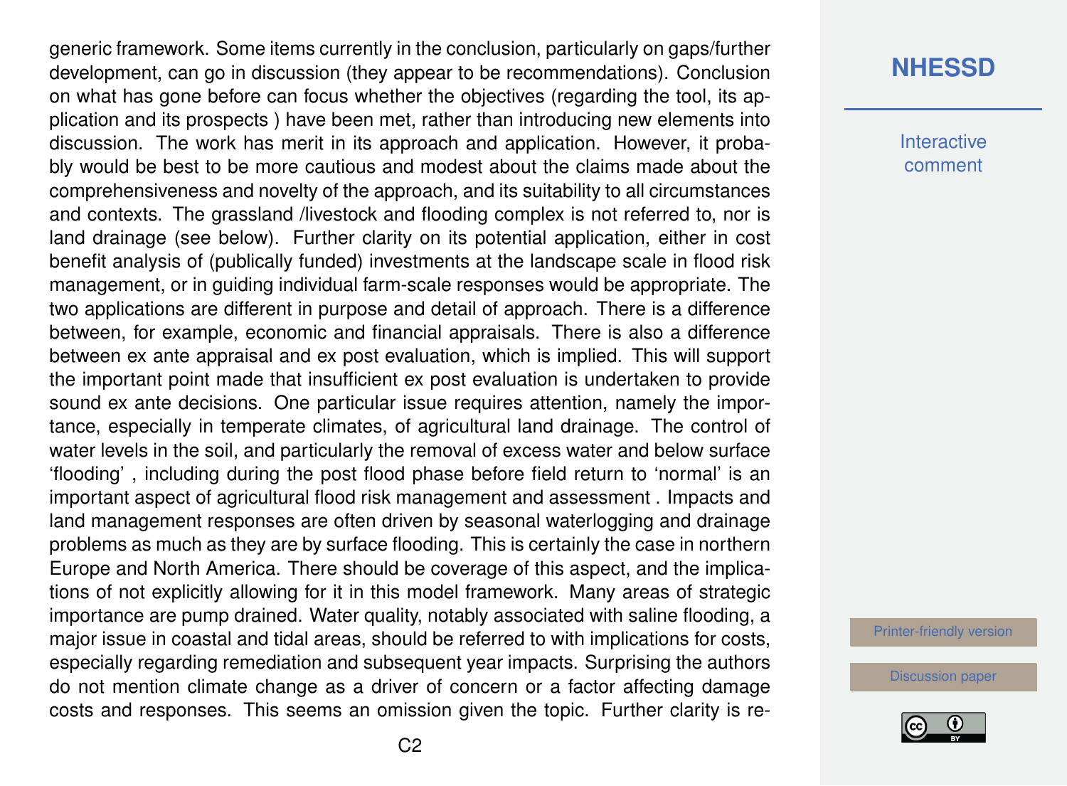generic framework. Some items currently in the conclusion, particularly on gaps/further development, can go in discussion (they appear to be recommendations). Conclusion on what has gone before can focus whether the objectives (regarding the tool, its application and its prospects ) have been met, rather than introducing new elements into discussion. The work has merit in its approach and application. However, it probably would be best to be more cautious and modest about the claims made about the comprehensiveness and novelty of the approach, and its suitability to all circumstances and contexts. The grassland /livestock and flooding complex is not referred to, nor is land drainage (see below). Further clarity on its potential application, either in cost benefit analysis of (publically funded) investments at the landscape scale in flood risk management, or in guiding individual farm-scale responses would be appropriate. The two applications are different in purpose and detail of approach. There is a difference between, for example, economic and financial appraisals. There is also a difference between ex ante appraisal and ex post evaluation, which is implied. This will support the important point made that insufficient ex post evaluation is undertaken to provide sound ex ante decisions. One particular issue requires attention, namely the importance, especially in temperate climates, of agricultural land drainage. The control of water levels in the soil, and particularly the removal of excess water and below surface 'flooding' , including during the post flood phase before field return to 'normal' is an important aspect of agricultural flood risk management and assessment . Impacts and land management responses are often driven by seasonal waterlogging and drainage problems as much as they are by surface flooding. This is certainly the case in northern Europe and North America. There should be coverage of this aspect, and the implications of not explicitly allowing for it in this model framework. Many areas of strategic importance are pump drained. Water quality, notably associated with saline flooding, a major issue in coastal and tidal areas, should be referred to with implications for costs, especially regarding remediation and subsequent year impacts. Surprising the authors do not mention climate change as a driver of concern or a factor affecting damage costs and responses. This seems an omission given the topic. Further clarity is re-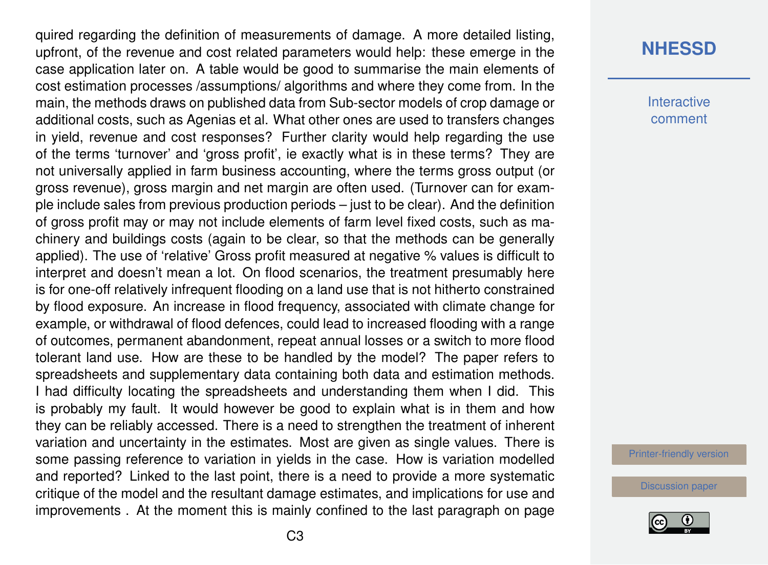quired regarding the definition of measurements of damage. A more detailed listing, upfront, of the revenue and cost related parameters would help: these emerge in the case application later on. A table would be good to summarise the main elements of cost estimation processes /assumptions/ algorithms and where they come from. In the main, the methods draws on published data from Sub-sector models of crop damage or additional costs, such as Agenias et al. What other ones are used to transfers changes in yield, revenue and cost responses? Further clarity would help regarding the use of the terms 'turnover' and 'gross profit', ie exactly what is in these terms? They are not universally applied in farm business accounting, where the terms gross output (or gross revenue), gross margin and net margin are often used. (Turnover can for example include sales from previous production periods – just to be clear). And the definition of gross profit may or may not include elements of farm level fixed costs, such as machinery and buildings costs (again to be clear, so that the methods can be generally applied). The use of 'relative' Gross profit measured at negative % values is difficult to interpret and doesn't mean a lot. On flood scenarios, the treatment presumably here is for one-off relatively infrequent flooding on a land use that is not hitherto constrained by flood exposure. An increase in flood frequency, associated with climate change for example, or withdrawal of flood defences, could lead to increased flooding with a range of outcomes, permanent abandonment, repeat annual losses or a switch to more flood tolerant land use. How are these to be handled by the model? The paper refers to spreadsheets and supplementary data containing both data and estimation methods. I had difficulty locating the spreadsheets and understanding them when I did. This is probably my fault. It would however be good to explain what is in them and how they can be reliably accessed. There is a need to strengthen the treatment of inherent variation and uncertainty in the estimates. Most are given as single values. There is some passing reference to variation in yields in the case. How is variation modelled and reported? Linked to the last point, there is a need to provide a more systematic critique of the model and the resultant damage estimates, and implications for use and improvements . At the moment this is mainly confined to the last paragraph on page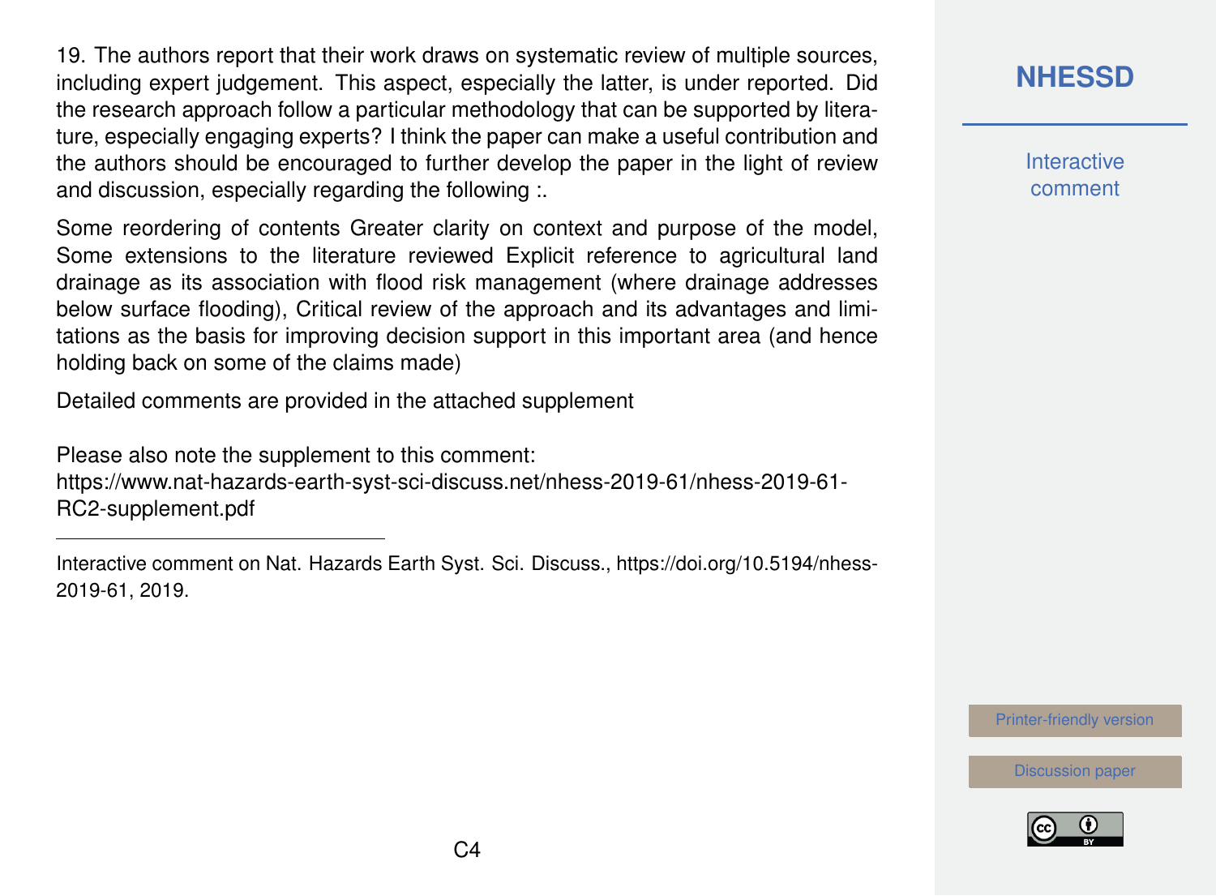19. The authors report that their work draws on systematic review of multiple sources, including expert judgement. This aspect, especially the latter, is under reported. Did the research approach follow a particular methodology that can be supported by literature, especially engaging experts? I think the paper can make a useful contribution and the authors should be encouraged to further develop the paper in the light of review and discussion, especially regarding the following :.

Some reordering of contents Greater clarity on context and purpose of the model, Some extensions to the literature reviewed Explicit reference to agricultural land drainage as its association with flood risk management (where drainage addresses below surface flooding), Critical review of the approach and its advantages and limitations as the basis for improving decision support in this important area (and hence holding back on some of the claims made)

Detailed comments are provided in the attached supplement

Please also note the supplement to this comment:
https://www.nat-hazards-earth-syst-sci-discuss.net/nhess-2019-61/nhess-2019-61-RC2-supplement.pdf

---

Interactive comment on Nat. Hazards Earth Syst. Sci. Discuss., https://doi.org/10.5194/nhess-2019-61, 2019.